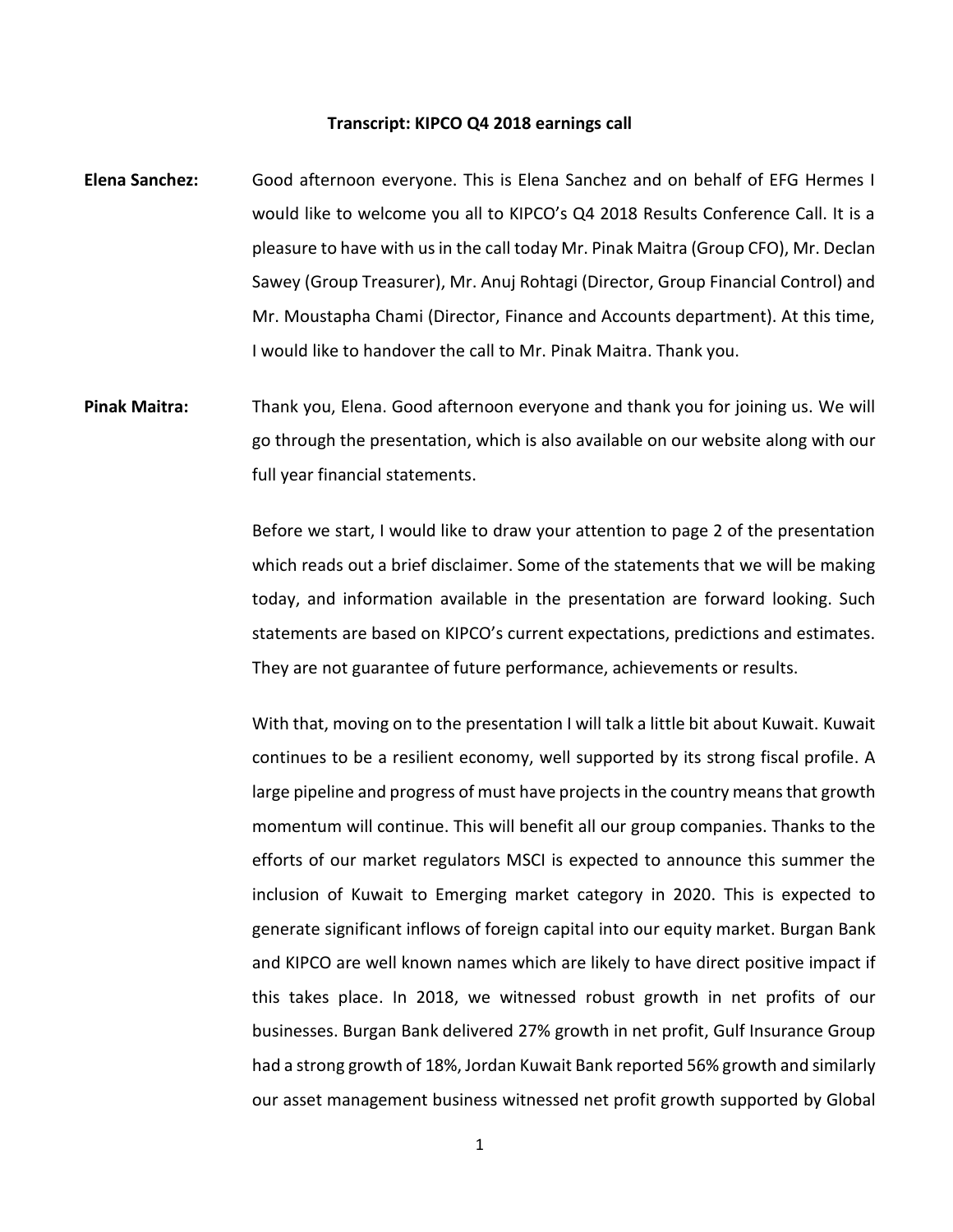**Transcript: KIPCO Q4 2018 earnings call**

**Elena Sanchez:** Good afternoon everyone. This is Elena Sanchez and on behalf of EFG Hermes I would like to welcome you all to KIPCO's Q4 2018 Results Conference Call. It is a pleasure to have with us in the call today Mr. Pinak Maitra (Group CFO), Mr. Declan Sawey (Group Treasurer), Mr. Anuj Rohtagi (Director, Group Financial Control) and Mr. Moustapha Chami (Director, Finance and Accounts department). At this time, I would like to handover the call to Mr. Pinak Maitra. Thank you.

**Pinak Maitra:** Thank you, Elena. Good afternoon everyone and thank you for joining us. We will go through the presentation, which is also available on our website along with our full year financial statements.

Before we start, I would like to draw your attention to page 2 of the presentation which reads out a brief disclaimer. Some of the statements that we will be making today, and information available in the presentation are forward looking. Such statements are based on KIPCO's current expectations, predictions and estimates. They are not guarantee of future performance, achievements or results.

With that, moving on to the presentation I will talk a little bit about Kuwait. Kuwait continues to be a resilient economy, well supported by its strong fiscal profile. A large pipeline and progress of must have projects in the country means that growth momentum will continue. This will benefit all our group companies. Thanks to the efforts of our market regulators MSCI is expected to announce this summer the inclusion of Kuwait to Emerging market category in 2020. This is expected to generate significant inflows of foreign capital into our equity market. Burgan Bank and KIPCO are well known names which are likely to have direct positive impact if this takes place. In 2018, we witnessed robust growth in net profits of our businesses. Burgan Bank delivered 27% growth in net profit, Gulf Insurance Group had a strong growth of 18%, Jordan Kuwait Bank reported 56% growth and similarly our asset management business witnessed net profit growth supported by Global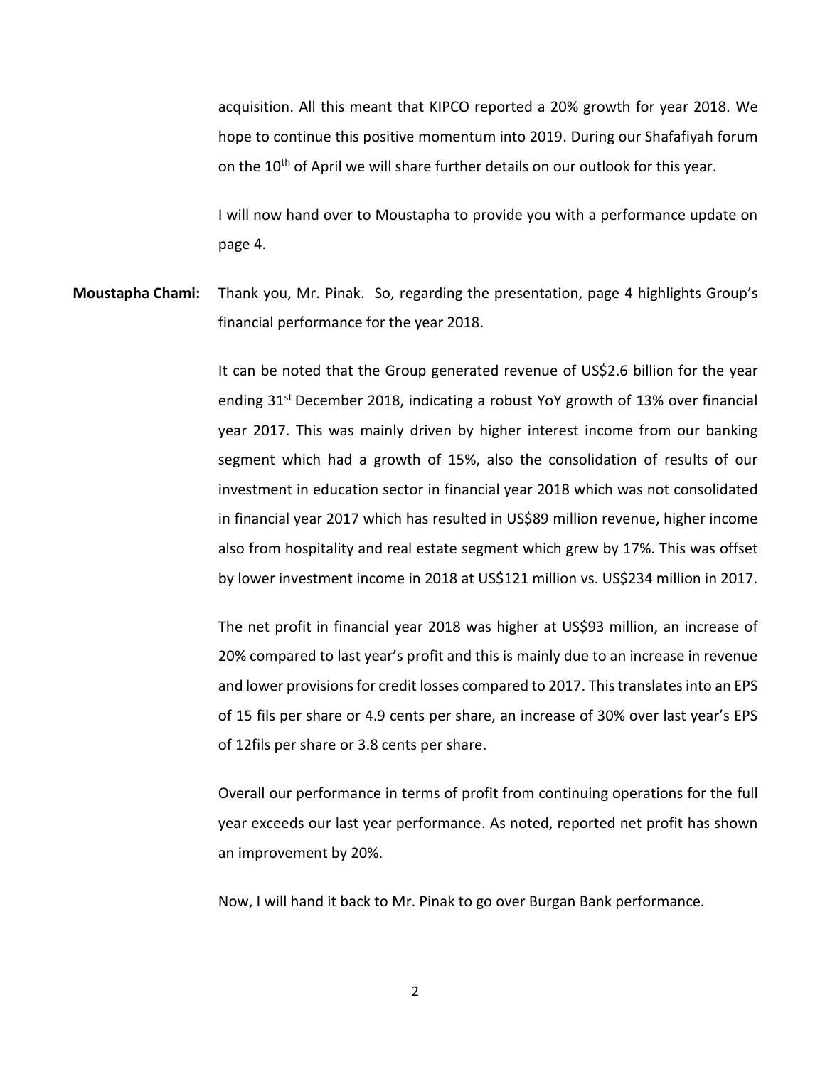acquisition. All this meant that KIPCO reported a 20% growth for year 2018. We hope to continue this positive momentum into 2019. During our Shafafiyah forum on the 10th of April we will share further details on our outlook for this year.

I will now hand over to Moustapha to provide you with a performance update on page 4.

**Moustapha Chami:** Thank you, Mr. Pinak. So, regarding the presentation, page 4 highlights Group's financial performance for the year 2018.

It can be noted that the Group generated revenue of US$2.6 billion for the year ending 31st December 2018, indicating a robust YoY growth of 13% over financial year 2017. This was mainly driven by higher interest income from our banking segment which had a growth of 15%, also the consolidation of results of our investment in education sector in financial year 2018 which was not consolidated in financial year 2017 which has resulted in US$89 million revenue, higher income also from hospitality and real estate segment which grew by 17%. This was offset by lower investment income in 2018 at US$121 million vs. US$234 million in 2017.

The net profit in financial year 2018 was higher at US$93 million, an increase of 20% compared to last year's profit and this is mainly due to an increase in revenue and lower provisions for credit losses compared to 2017. This translates into an EPS of 15 fils per share or 4.9 cents per share, an increase of 30% over last year's EPS of 12fils per share or 3.8 cents per share.

Overall our performance in terms of profit from continuing operations for the full year exceeds our last year performance. As noted, reported net profit has shown an improvement by 20%.

Now, I will hand it back to Mr. Pinak to go over Burgan Bank performance.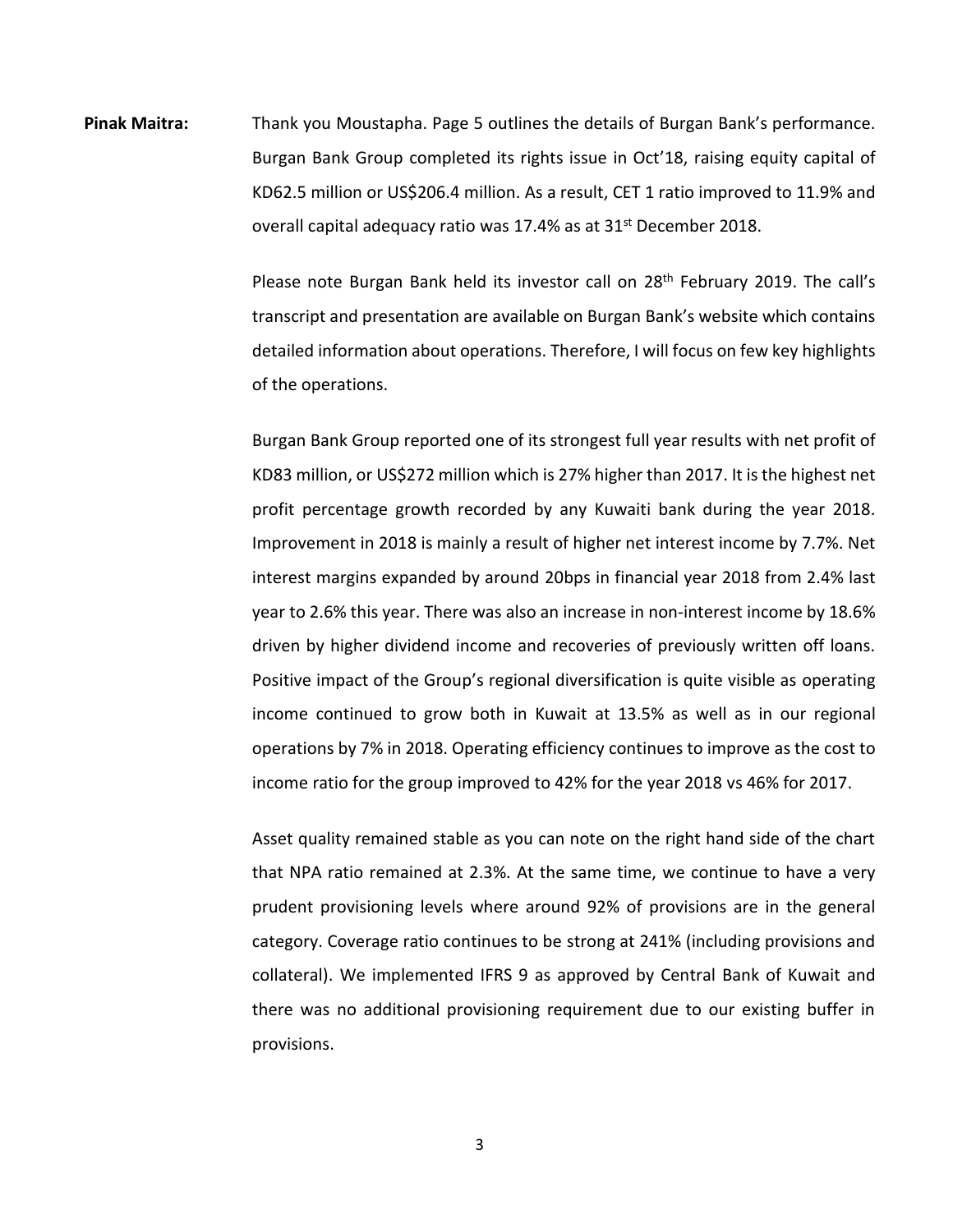**Pinak Maitra:** Thank you Moustapha. Page 5 outlines the details of Burgan Bank's performance. Burgan Bank Group completed its rights issue in Oct'18, raising equity capital of KD62.5 million or US$206.4 million. As a result, CET 1 ratio improved to 11.9% and overall capital adequacy ratio was 17.4% as at 31st December 2018.

Please note Burgan Bank held its investor call on 28th February 2019. The call's transcript and presentation are available on Burgan Bank's website which contains detailed information about operations. Therefore, I will focus on few key highlights of the operations.

Burgan Bank Group reported one of its strongest full year results with net profit of KD83 million, or US$272 million which is 27% higher than 2017. It is the highest net profit percentage growth recorded by any Kuwaiti bank during the year 2018. Improvement in 2018 is mainly a result of higher net interest income by 7.7%. Net interest margins expanded by around 20bps in financial year 2018 from 2.4% last year to 2.6% this year. There was also an increase in non-interest income by 18.6% driven by higher dividend income and recoveries of previously written off loans. Positive impact of the Group's regional diversification is quite visible as operating income continued to grow both in Kuwait at 13.5% as well as in our regional operations by 7% in 2018. Operating efficiency continues to improve as the cost to income ratio for the group improved to 42% for the year 2018 vs 46% for 2017.

Asset quality remained stable as you can note on the right hand side of the chart that NPA ratio remained at 2.3%. At the same time, we continue to have a very prudent provisioning levels where around 92% of provisions are in the general category. Coverage ratio continues to be strong at 241% (including provisions and collateral). We implemented IFRS 9 as approved by Central Bank of Kuwait and there was no additional provisioning requirement due to our existing buffer in provisions.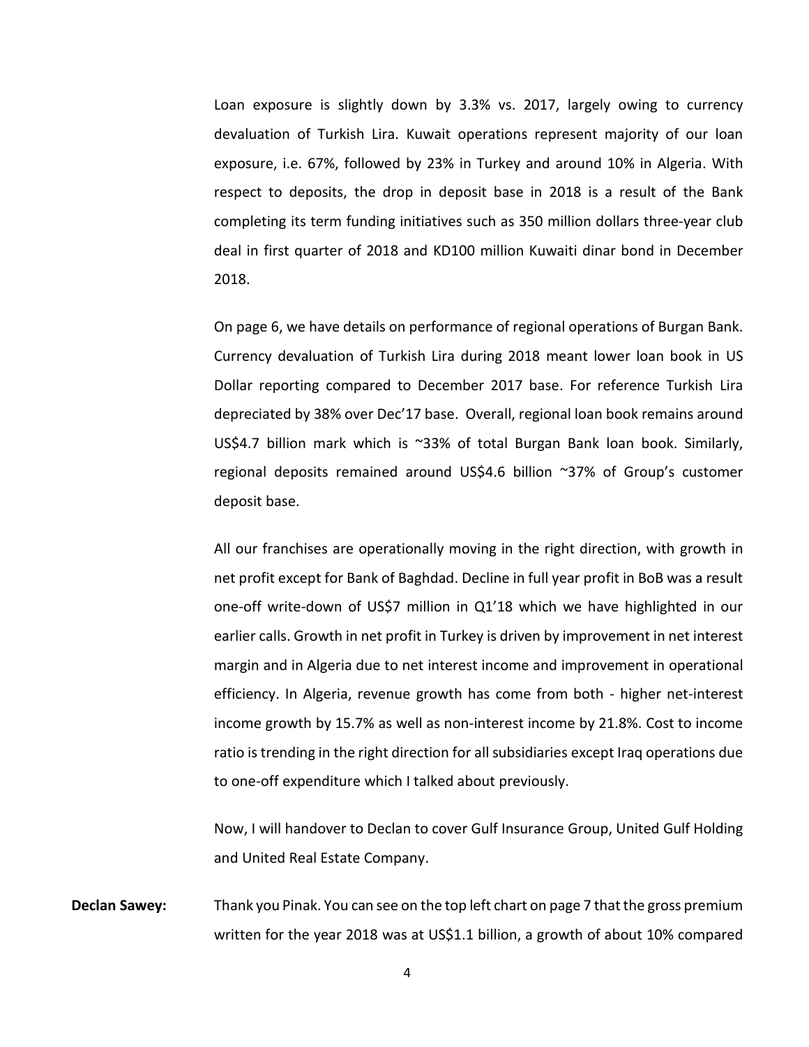Loan exposure is slightly down by 3.3% vs. 2017, largely owing to currency devaluation of Turkish Lira. Kuwait operations represent majority of our loan exposure, i.e. 67%, followed by 23% in Turkey and around 10% in Algeria. With respect to deposits, the drop in deposit base in 2018 is a result of the Bank completing its term funding initiatives such as 350 million dollars three-year club deal in first quarter of 2018 and KD100 million Kuwaiti dinar bond in December 2018.

On page 6, we have details on performance of regional operations of Burgan Bank. Currency devaluation of Turkish Lira during 2018 meant lower loan book in US Dollar reporting compared to December 2017 base. For reference Turkish Lira depreciated by 38% over Dec'17 base. Overall, regional loan book remains around US$4.7 billion mark which is ~33% of total Burgan Bank loan book. Similarly, regional deposits remained around US$4.6 billion ~37% of Group's customer deposit base.

All our franchises are operationally moving in the right direction, with growth in net profit except for Bank of Baghdad. Decline in full year profit in BoB was a result one-off write-down of US$7 million in Q1'18 which we have highlighted in our earlier calls. Growth in net profit in Turkey is driven by improvement in net interest margin and in Algeria due to net interest income and improvement in operational efficiency. In Algeria, revenue growth has come from both - higher net-interest income growth by 15.7% as well as non-interest income by 21.8%. Cost to income ratio is trending in the right direction for all subsidiaries except Iraq operations due to one-off expenditure which I talked about previously.

Now, I will handover to Declan to cover Gulf Insurance Group, United Gulf Holding and United Real Estate Company.

**Declan Sawey:** Thank you Pinak. You can see on the top left chart on page 7 that the gross premium written for the year 2018 was at US$1.1 billion, a growth of about 10% compared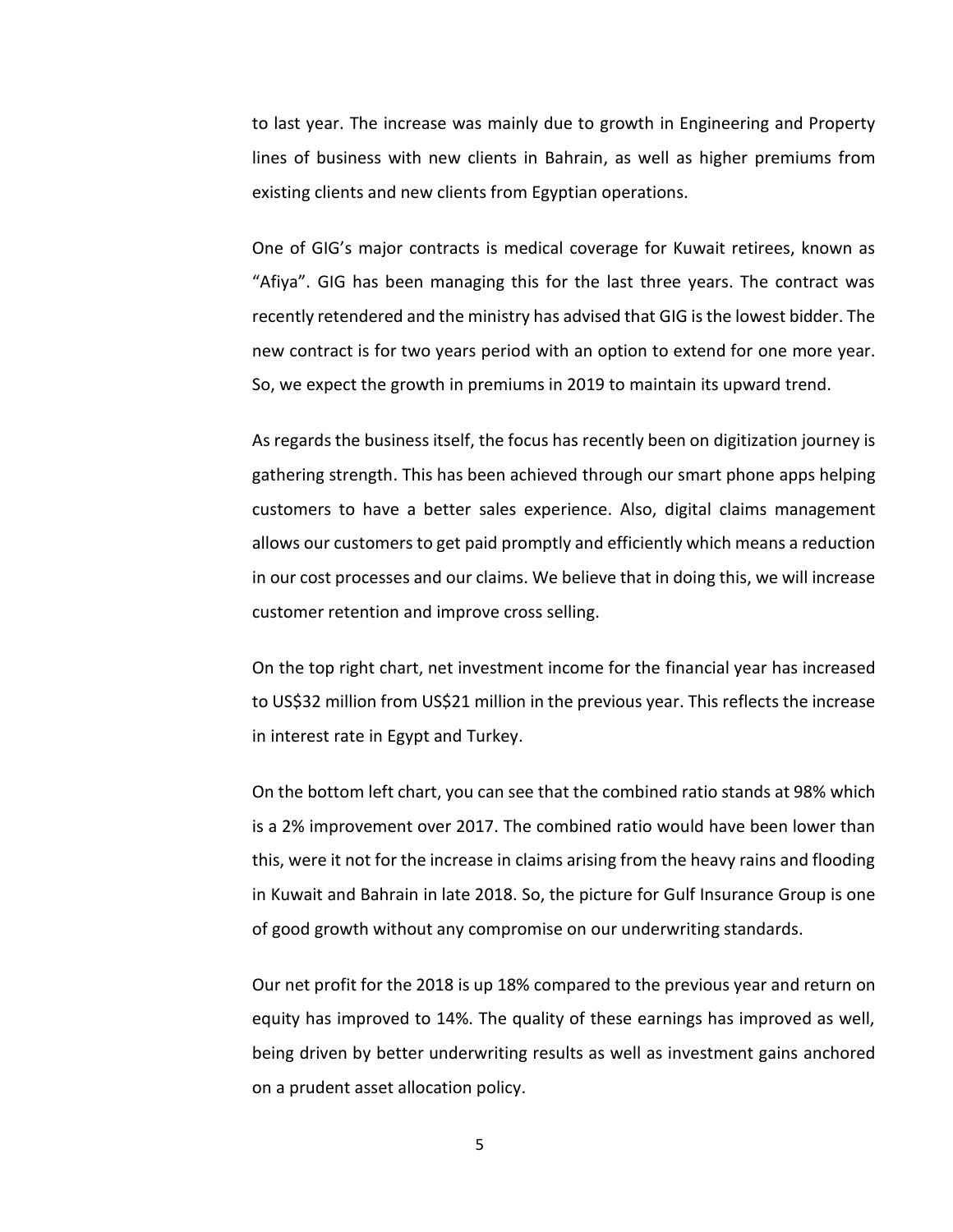to last year. The increase was mainly due to growth in Engineering and Property lines of business with new clients in Bahrain, as well as higher premiums from existing clients and new clients from Egyptian operations.

One of GIG's major contracts is medical coverage for Kuwait retirees, known as "Afiya". GIG has been managing this for the last three years. The contract was recently retendered and the ministry has advised that GIG is the lowest bidder. The new contract is for two years period with an option to extend for one more year. So, we expect the growth in premiums in 2019 to maintain its upward trend.

As regards the business itself, the focus has recently been on digitization journey is gathering strength. This has been achieved through our smart phone apps helping customers to have a better sales experience. Also, digital claims management allows our customers to get paid promptly and efficiently which means a reduction in our cost processes and our claims. We believe that in doing this, we will increase customer retention and improve cross selling.

On the top right chart, net investment income for the financial year has increased to US$32 million from US$21 million in the previous year. This reflects the increase in interest rate in Egypt and Turkey.

On the bottom left chart, you can see that the combined ratio stands at 98% which is a 2% improvement over 2017. The combined ratio would have been lower than this, were it not for the increase in claims arising from the heavy rains and flooding in Kuwait and Bahrain in late 2018. So, the picture for Gulf Insurance Group is one of good growth without any compromise on our underwriting standards.

Our net profit for the 2018 is up 18% compared to the previous year and return on equity has improved to 14%. The quality of these earnings has improved as well, being driven by better underwriting results as well as investment gains anchored on a prudent asset allocation policy.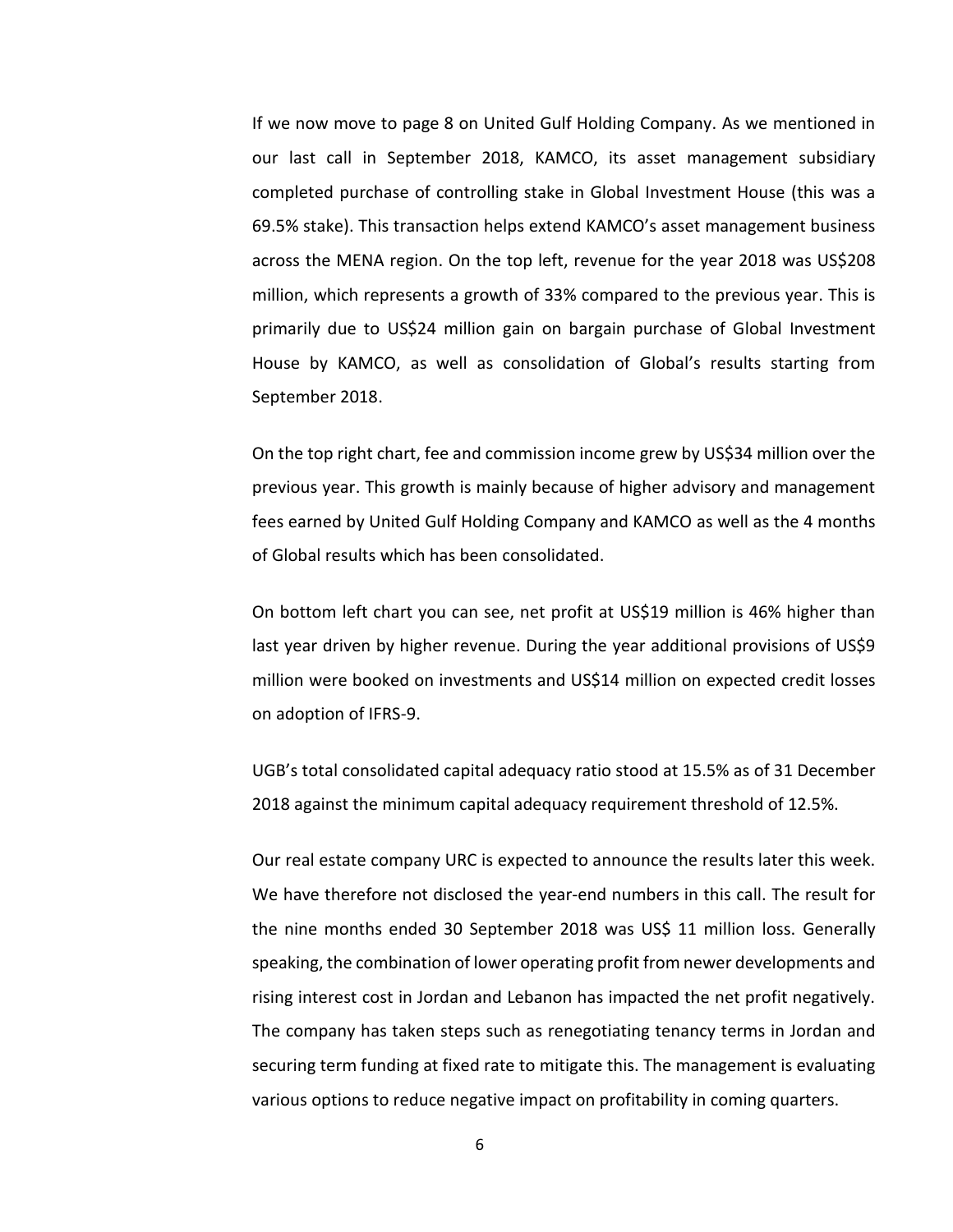If we now move to page 8 on United Gulf Holding Company. As we mentioned in our last call in September 2018, KAMCO, its asset management subsidiary completed purchase of controlling stake in Global Investment House (this was a 69.5% stake). This transaction helps extend KAMCO's asset management business across the MENA region. On the top left, revenue for the year 2018 was US$208 million, which represents a growth of 33% compared to the previous year. This is primarily due to US$24 million gain on bargain purchase of Global Investment House by KAMCO, as well as consolidation of Global's results starting from September 2018.

On the top right chart, fee and commission income grew by US$34 million over the previous year. This growth is mainly because of higher advisory and management fees earned by United Gulf Holding Company and KAMCO as well as the 4 months of Global results which has been consolidated.

On bottom left chart you can see, net profit at US$19 million is 46% higher than last year driven by higher revenue. During the year additional provisions of US$9 million were booked on investments and US$14 million on expected credit losses on adoption of IFRS-9.

UGB's total consolidated capital adequacy ratio stood at 15.5% as of 31 December 2018 against the minimum capital adequacy requirement threshold of 12.5%.

Our real estate company URC is expected to announce the results later this week. We have therefore not disclosed the year-end numbers in this call. The result for the nine months ended 30 September 2018 was US$ 11 million loss. Generally speaking, the combination of lower operating profit from newer developments and rising interest cost in Jordan and Lebanon has impacted the net profit negatively. The company has taken steps such as renegotiating tenancy terms in Jordan and securing term funding at fixed rate to mitigate this. The management is evaluating various options to reduce negative impact on profitability in coming quarters.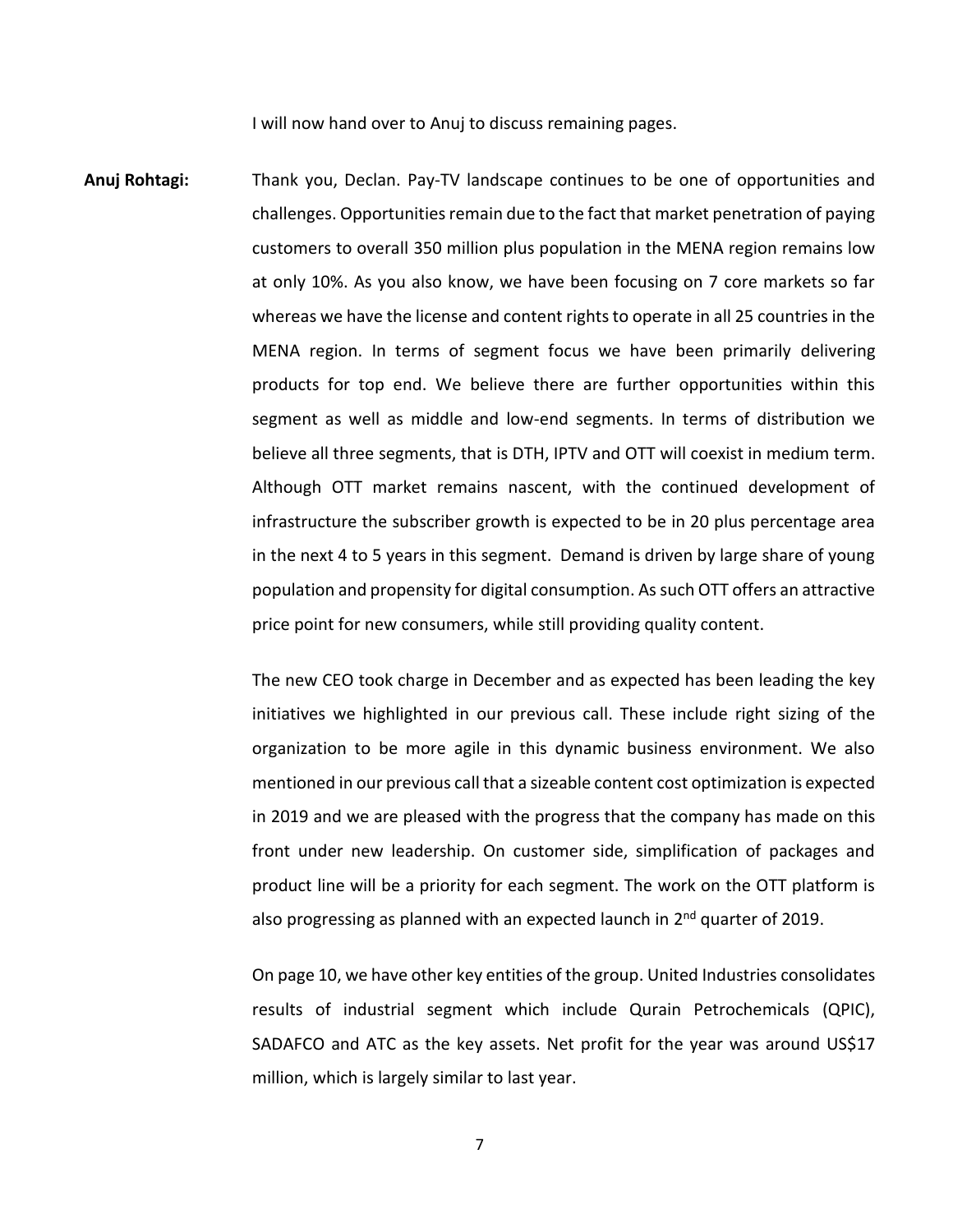I will now hand over to Anuj to discuss remaining pages.

**Anuj Rohtagi:** Thank you, Declan. Pay-TV landscape continues to be one of opportunities and challenges. Opportunities remain due to the fact that market penetration of paying customers to overall 350 million plus population in the MENA region remains low at only 10%. As you also know, we have been focusing on 7 core markets so far whereas we have the license and content rights to operate in all 25 countries in the MENA region. In terms of segment focus we have been primarily delivering products for top end. We believe there are further opportunities within this segment as well as middle and low-end segments. In terms of distribution we believe all three segments, that is DTH, IPTV and OTT will coexist in medium term. Although OTT market remains nascent, with the continued development of infrastructure the subscriber growth is expected to be in 20 plus percentage area in the next 4 to 5 years in this segment. Demand is driven by large share of young population and propensity for digital consumption. As such OTT offers an attractive price point for new consumers, while still providing quality content.

The new CEO took charge in December and as expected has been leading the key initiatives we highlighted in our previous call. These include right sizing of the organization to be more agile in this dynamic business environment. We also mentioned in our previous call that a sizeable content cost optimization is expected in 2019 and we are pleased with the progress that the company has made on this front under new leadership. On customer side, simplification of packages and product line will be a priority for each segment. The work on the OTT platform is also progressing as planned with an expected launch in 2nd quarter of 2019.

On page 10, we have other key entities of the group. United Industries consolidates results of industrial segment which include Qurain Petrochemicals (QPIC), SADAFCO and ATC as the key assets. Net profit for the year was around US$17 million, which is largely similar to last year.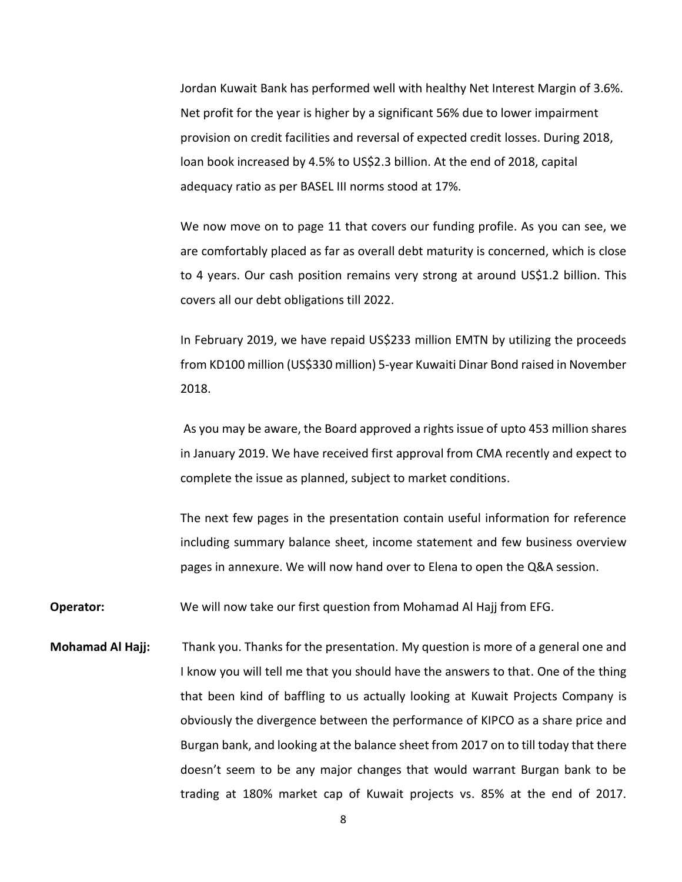Jordan Kuwait Bank has performed well with healthy Net Interest Margin of 3.6%. Net profit for the year is higher by a significant 56% due to lower impairment provision on credit facilities and reversal of expected credit losses. During 2018, loan book increased by 4.5% to US$2.3 billion. At the end of 2018, capital adequacy ratio as per BASEL III norms stood at 17%.

We now move on to page 11 that covers our funding profile. As you can see, we are comfortably placed as far as overall debt maturity is concerned, which is close to 4 years. Our cash position remains very strong at around US$1.2 billion. This covers all our debt obligations till 2022.

In February 2019, we have repaid US$233 million EMTN by utilizing the proceeds from KD100 million (US$330 million) 5-year Kuwaiti Dinar Bond raised in November 2018.

As you may be aware, the Board approved a rights issue of upto 453 million shares in January 2019. We have received first approval from CMA recently and expect to complete the issue as planned, subject to market conditions.

The next few pages in the presentation contain useful information for reference including summary balance sheet, income statement and few business overview pages in annexure. We will now hand over to Elena to open the Q&A session.

**Operator:** We will now take our first question from Mohamad Al Hajj from EFG.

**Mohamad Al Hajj:** Thank you. Thanks for the presentation. My question is more of a general one and I know you will tell me that you should have the answers to that. One of the thing that been kind of baffling to us actually looking at Kuwait Projects Company is obviously the divergence between the performance of KIPCO as a share price and Burgan bank, and looking at the balance sheet from 2017 on to till today that there doesn't seem to be any major changes that would warrant Burgan bank to be trading at 180% market cap of Kuwait projects vs. 85% at the end of 2017.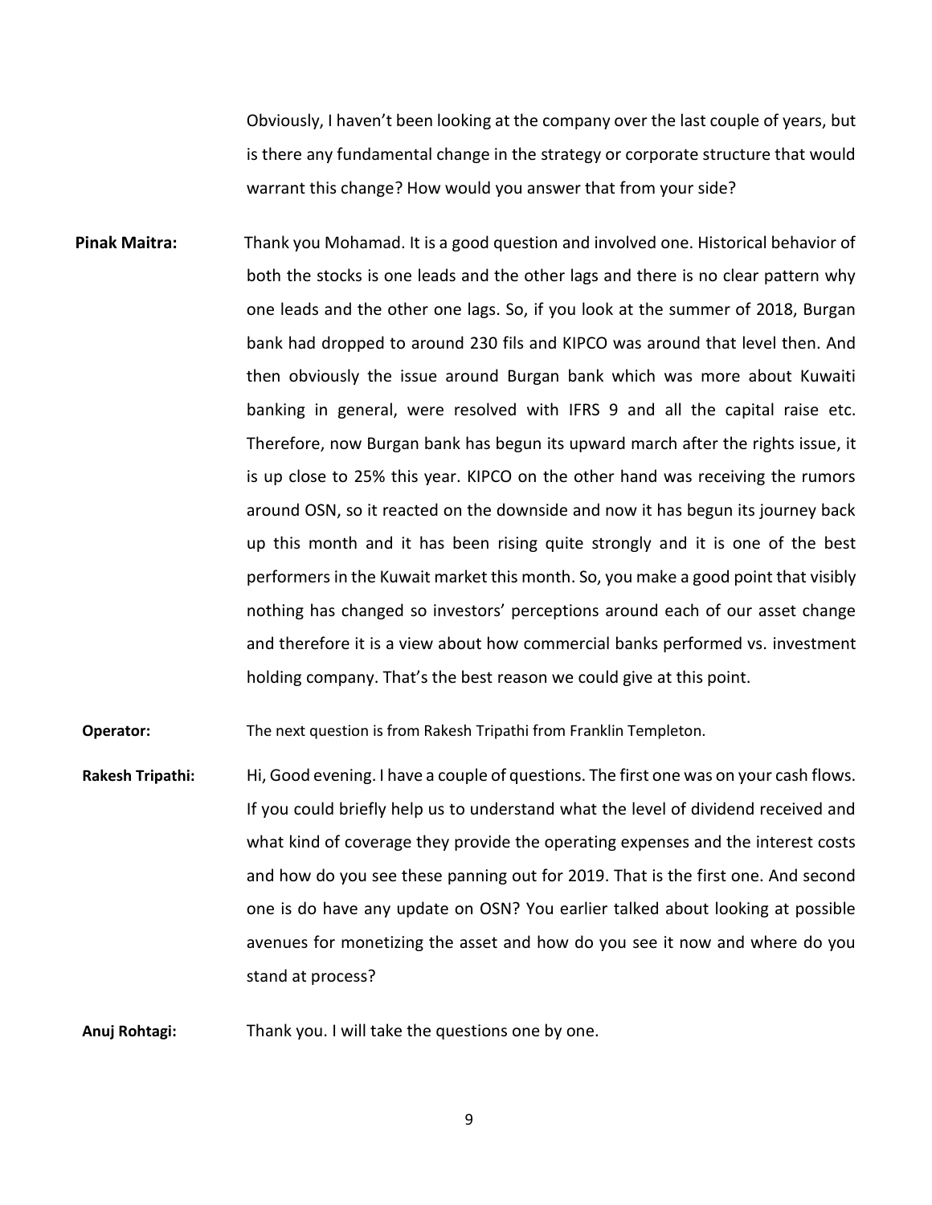Obviously, I haven't been looking at the company over the last couple of years, but is there any fundamental change in the strategy or corporate structure that would warrant this change? How would you answer that from your side?

**Pinak Maitra:** Thank you Mohamad. It is a good question and involved one. Historical behavior of both the stocks is one leads and the other lags and there is no clear pattern why one leads and the other one lags. So, if you look at the summer of 2018, Burgan bank had dropped to around 230 fils and KIPCO was around that level then. And then obviously the issue around Burgan bank which was more about Kuwaiti banking in general, were resolved with IFRS 9 and all the capital raise etc. Therefore, now Burgan bank has begun its upward march after the rights issue, it is up close to 25% this year. KIPCO on the other hand was receiving the rumors around OSN, so it reacted on the downside and now it has begun its journey back up this month and it has been rising quite strongly and it is one of the best performers in the Kuwait market this month. So, you make a good point that visibly nothing has changed so investors' perceptions around each of our asset change and therefore it is a view about how commercial banks performed vs. investment holding company. That's the best reason we could give at this point.

**Operator:** The next question is from Rakesh Tripathi from Franklin Templeton.

**Rakesh Tripathi:** Hi, Good evening. I have a couple of questions. The first one was on your cash flows. If you could briefly help us to understand what the level of dividend received and what kind of coverage they provide the operating expenses and the interest costs and how do you see these panning out for 2019. That is the first one. And second one is do have any update on OSN? You earlier talked about looking at possible avenues for monetizing the asset and how do you see it now and where do you stand at process?

**Anuj Rohtagi:** Thank you. I will take the questions one by one.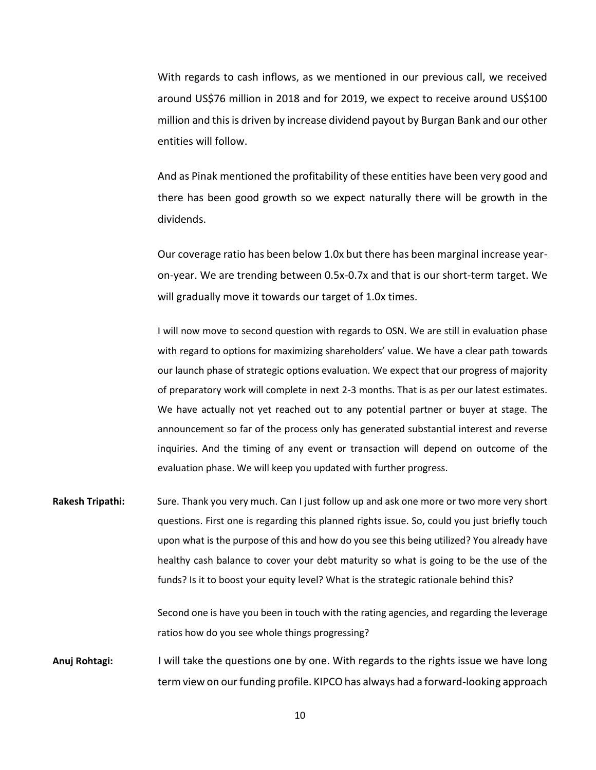With regards to cash inflows, as we mentioned in our previous call, we received around US$76 million in 2018 and for 2019, we expect to receive around US$100 million and this is driven by increase dividend payout by Burgan Bank and our other entities will follow.

And as Pinak mentioned the profitability of these entities have been very good and there has been good growth so we expect naturally there will be growth in the dividends.

Our coverage ratio has been below 1.0x but there has been marginal increase year-on-year. We are trending between 0.5x-0.7x and that is our short-term target. We will gradually move it towards our target of 1.0x times.

I will now move to second question with regards to OSN. We are still in evaluation phase with regard to options for maximizing shareholders' value. We have a clear path towards our launch phase of strategic options evaluation. We expect that our progress of majority of preparatory work will complete in next 2-3 months. That is as per our latest estimates. We have actually not yet reached out to any potential partner or buyer at stage. The announcement so far of the process only has generated substantial interest and reverse inquiries. And the timing of any event or transaction will depend on outcome of the evaluation phase. We will keep you updated with further progress.

**Rakesh Tripathi:** Sure. Thank you very much. Can I just follow up and ask one more or two more very short questions. First one is regarding this planned rights issue. So, could you just briefly touch upon what is the purpose of this and how do you see this being utilized? You already have healthy cash balance to cover your debt maturity so what is going to be the use of the funds? Is it to boost your equity level? What is the strategic rationale behind this?

Second one is have you been in touch with the rating agencies, and regarding the leverage ratios how do you see whole things progressing?

**Anuj Rohtagi:** I will take the questions one by one. With regards to the rights issue we have long term view on our funding profile. KIPCO has always had a forward-looking approach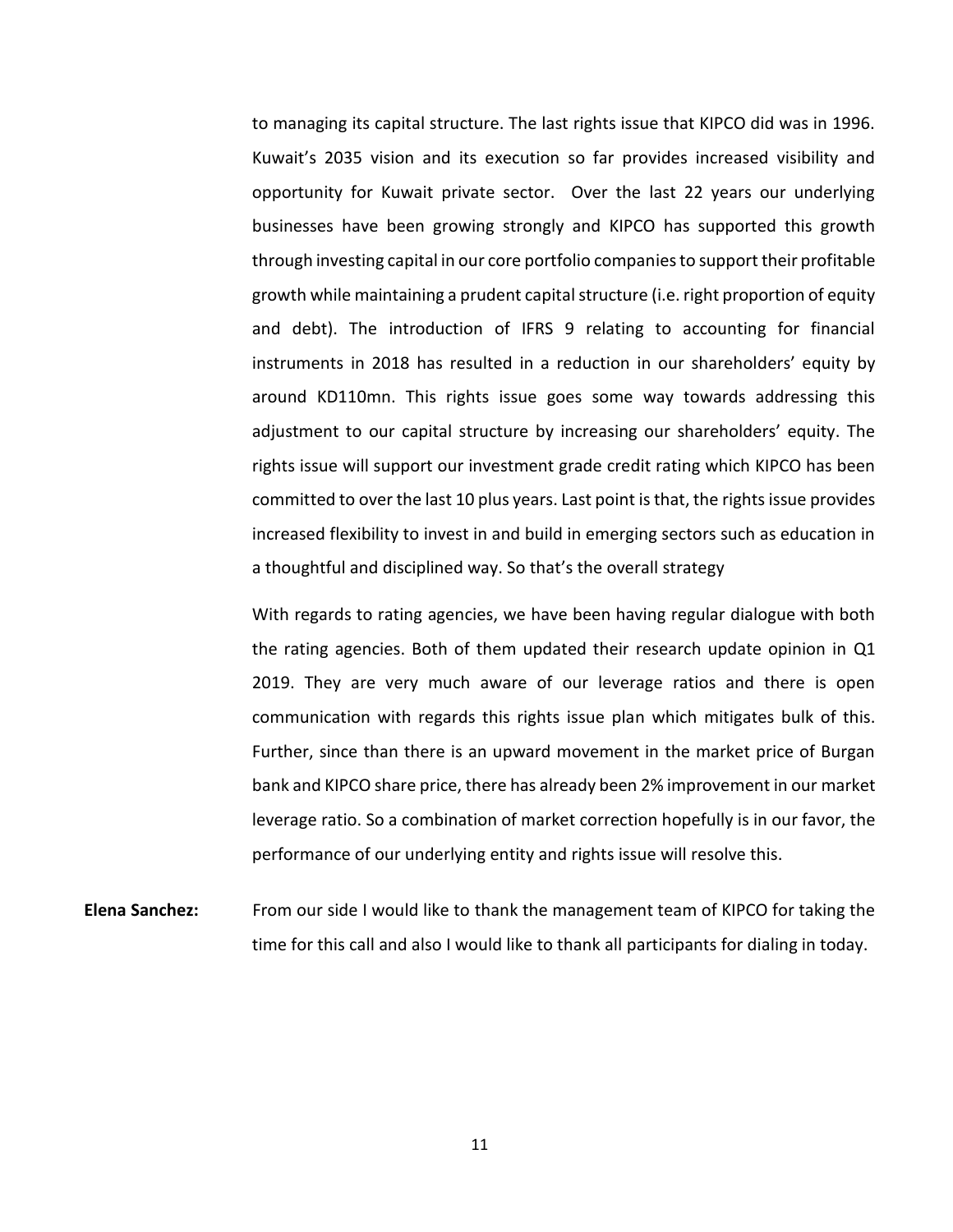to managing its capital structure. The last rights issue that KIPCO did was in 1996. Kuwait's 2035 vision and its execution so far provides increased visibility and opportunity for Kuwait private sector. Over the last 22 years our underlying businesses have been growing strongly and KIPCO has supported this growth through investing capital in our core portfolio companies to support their profitable growth while maintaining a prudent capital structure (i.e. right proportion of equity and debt). The introduction of IFRS 9 relating to accounting for financial instruments in 2018 has resulted in a reduction in our shareholders' equity by around KD110mn. This rights issue goes some way towards addressing this adjustment to our capital structure by increasing our shareholders' equity. The rights issue will support our investment grade credit rating which KIPCO has been committed to over the last 10 plus years. Last point is that, the rights issue provides increased flexibility to invest in and build in emerging sectors such as education in a thoughtful and disciplined way. So that's the overall strategy

With regards to rating agencies, we have been having regular dialogue with both the rating agencies. Both of them updated their research update opinion in Q1 2019. They are very much aware of our leverage ratios and there is open communication with regards this rights issue plan which mitigates bulk of this. Further, since than there is an upward movement in the market price of Burgan bank and KIPCO share price, there has already been 2% improvement in our market leverage ratio. So a combination of market correction hopefully is in our favor, the performance of our underlying entity and rights issue will resolve this.

**Elena Sanchez:** From our side I would like to thank the management team of KIPCO for taking the time for this call and also I would like to thank all participants for dialing in today.